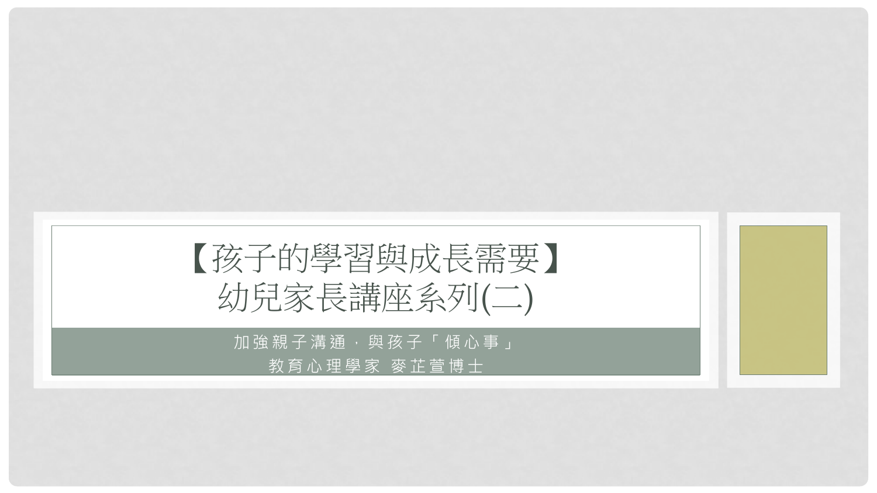# 【孩子的學習與成長需要】
# 幼兒家長講座系列(二)

加強親子溝通，與孩子「傾心事」

教育心理學家 麥芷萱博士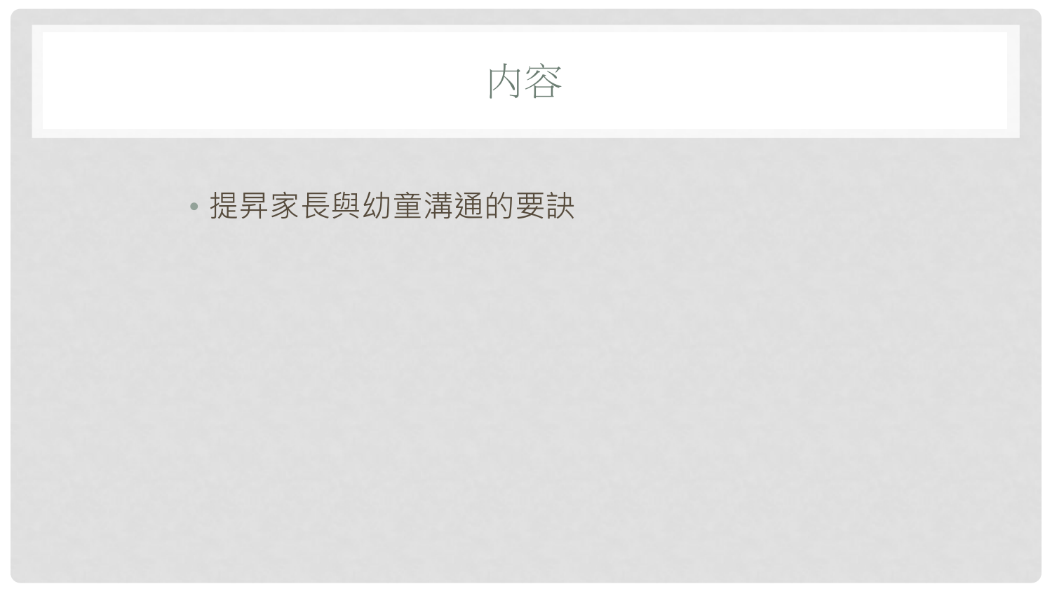# 內容

- 提昇家長與幼童溝通的要訣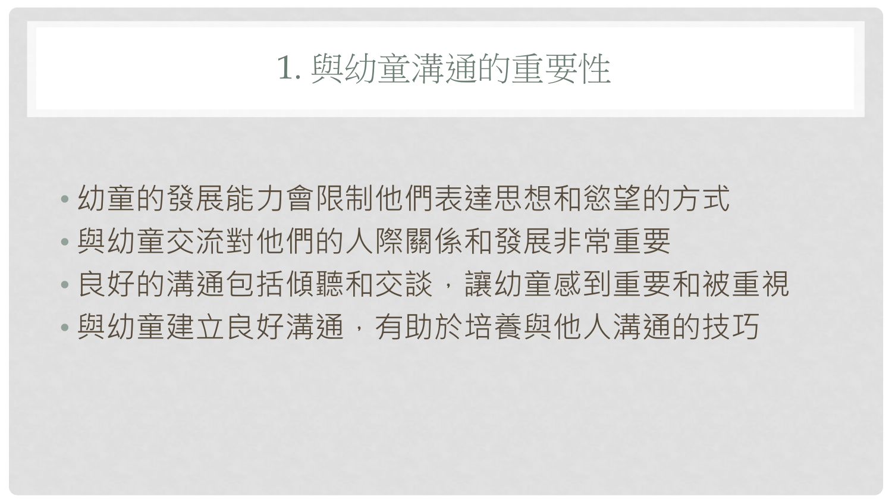# 1. 與幼童溝通的重要性

- 幼童的發展能力會限制他們表達思想和慾望的方式
- 與幼童交流對他們的人際關係和發展非常重要
- 良好的溝通包括傾聽和交談，讓幼童感到重要和被重視
- 與幼童建立良好溝通，有助於培養與他人溝通的技巧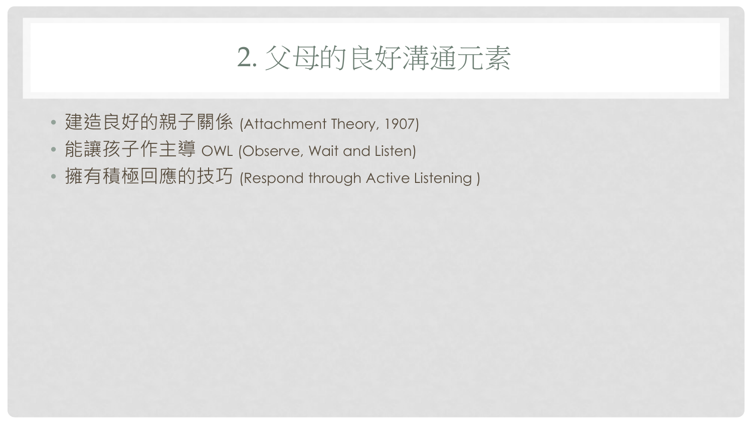# 2. 父母的良好溝通元素

- 建造良好的親子關係 (Attachment Theory, 1907)
- 能讓孩子作主導 OWL (Observe, Wait and Listen)
- 擁有積極回應的技巧 (Respond through Active Listening )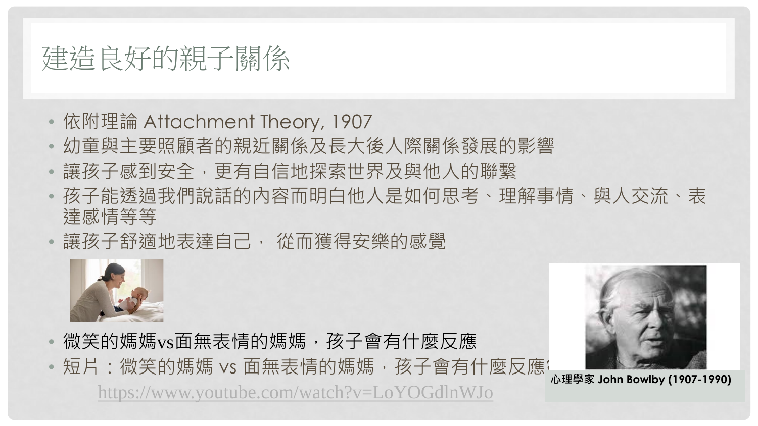# 建造良好的親子關係

- 依附理論 Attachment Theory, 1907
- 幼童與主要照顧者的親近關係及長大後人際關係發展的影響
- 讓孩子感到安全，更有自信地探索世界及與他人的聯繫
- 孩子能透過我們說話的內容而明白他人是如何思考、理解事情、與人交流、表達感情等等
- 讓孩子舒適地表達自己， 從而獲得安樂的感覺
- 微笑的媽媽vs面無表情的媽媽，孩子會有什麼反應
- 短片：微笑的媽媽 vs 面無表情的媽媽，孩子會有什麼反應?

https://www.youtube.com/watch?v=LoYOGdlnWJo

心理學家 John Bowlby (1907-1990)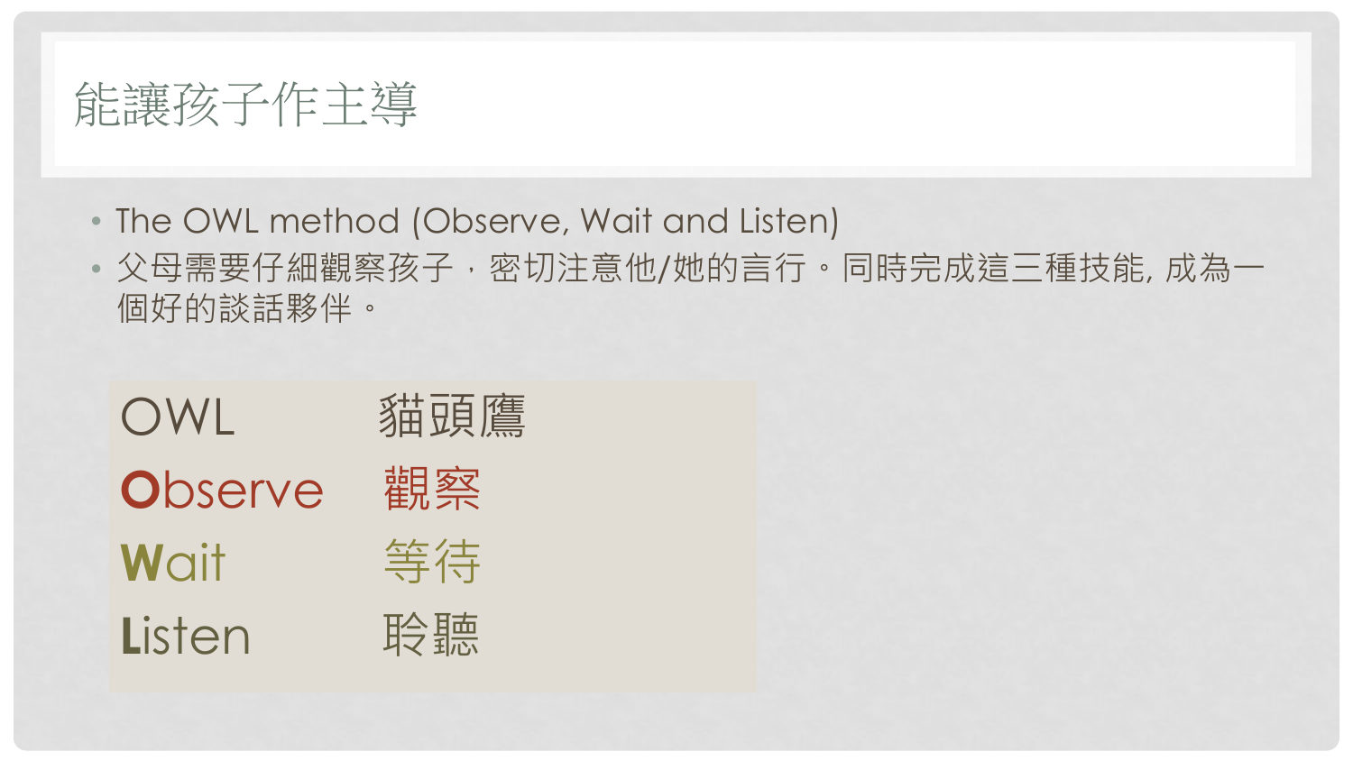# 能讓孩子作主導

- The OWL method (Observe, Wait and Listen)
- 父母需要仔細觀察孩子，密切注意他/她的言行。同時完成這三種技能, 成為一個好的談話夥伴。

| OWL | 貓頭鷹 |
| --- | --- |
| **O**bserve | 觀察 |
| **W**ait | 等待 |
| **L**isten | 聆聽 |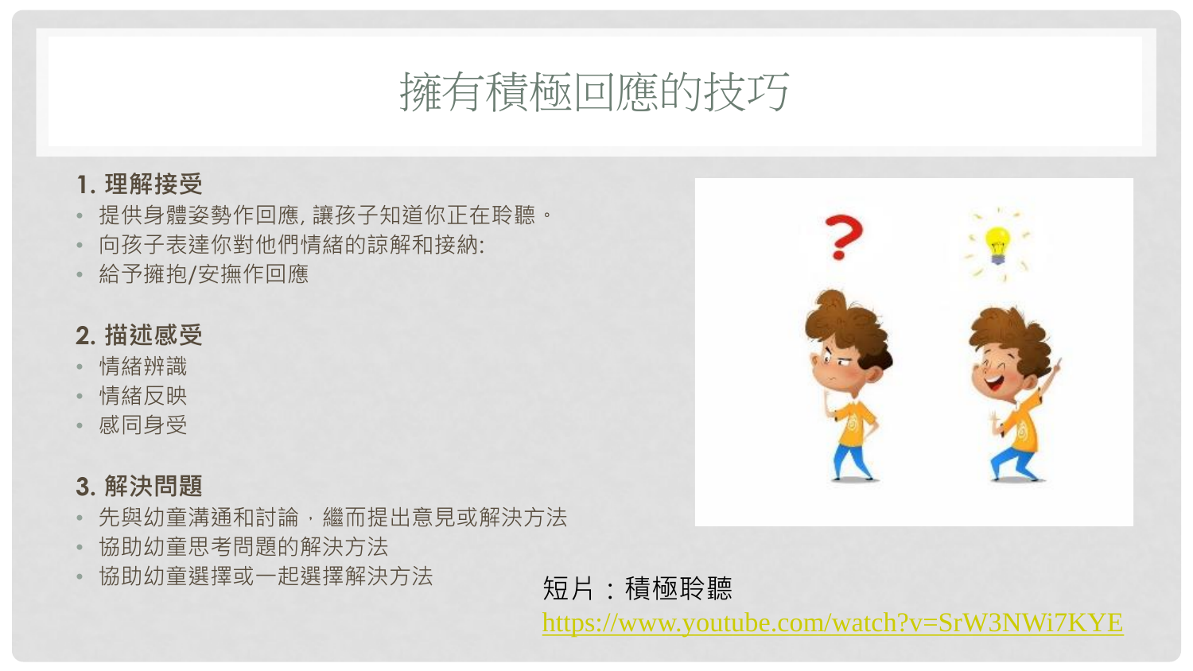# 擁有積極回應的技巧

**1. 理解接受**

- 提供身體姿勢作回應, 讓孩子知道你正在聆聽。
- 向孩子表達你對他們情緒的諒解和接納:
- 給予擁抱/安撫作回應

**2. 描述感受**

- 情緒辨識
- 情緒反映
- 感同身受

**3. 解決問題**

- 先與幼童溝通和討論，繼而提出意見或解決方法
- 協助幼童思考問題的解決方法
- 協助幼童選擇或一起選擇解決方法

短片：積極聆聽

https://www.youtube.com/watch?v=SrW3NWi7KYE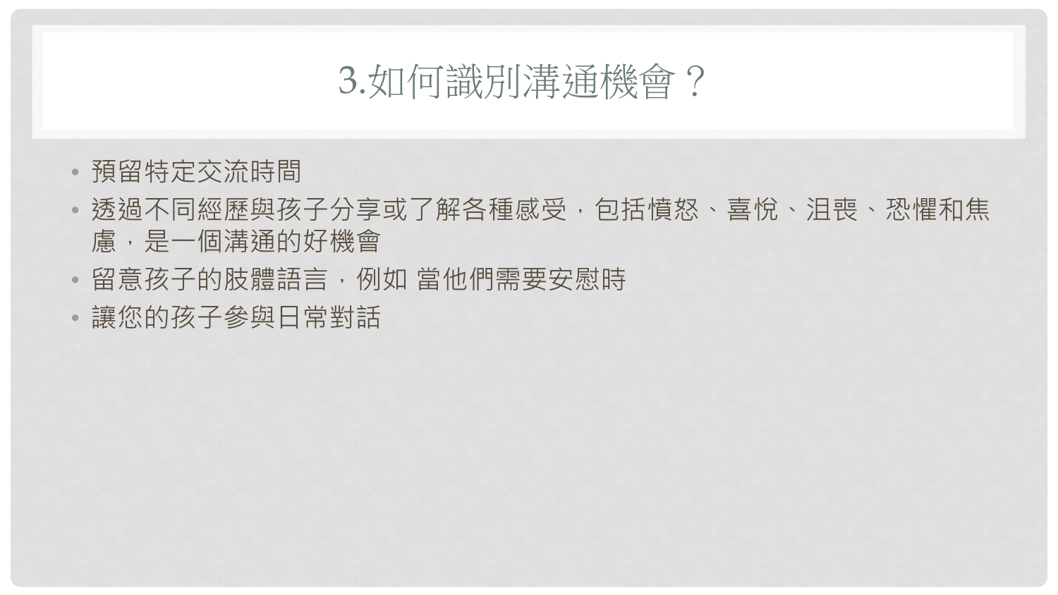# 3.如何識別溝通機會？

- 預留特定交流時間
- 透過不同經歷與孩子分享或了解各種感受，包括憤怒、喜悅、沮喪、恐懼和焦慮，是一個溝通的好機會
- 留意孩子的肢體語言，例如 當他們需要安慰時
- 讓您的孩子參與日常對話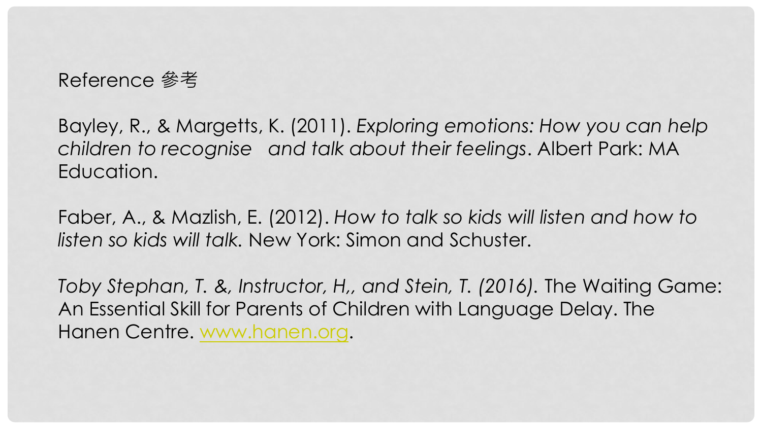# Reference 参考

Bayley, R., & Margetts, K. (2011). *Exploring emotions: How you can help children to recognise   and talk about their feelings*. Albert Park: MA Education.

Faber, A., & Mazlish, E. (2012). *How to talk so kids will listen and how to listen so kids will talk*. New York: Simon and Schuster.

*Toby Stephan, T. &, Instructor, H,, and Stein, T. (2016).* The Waiting Game: An Essential Skill for Parents of Children with Language Delay. The Hanen Centre. [www.hanen.org](http://www.hanen.org).